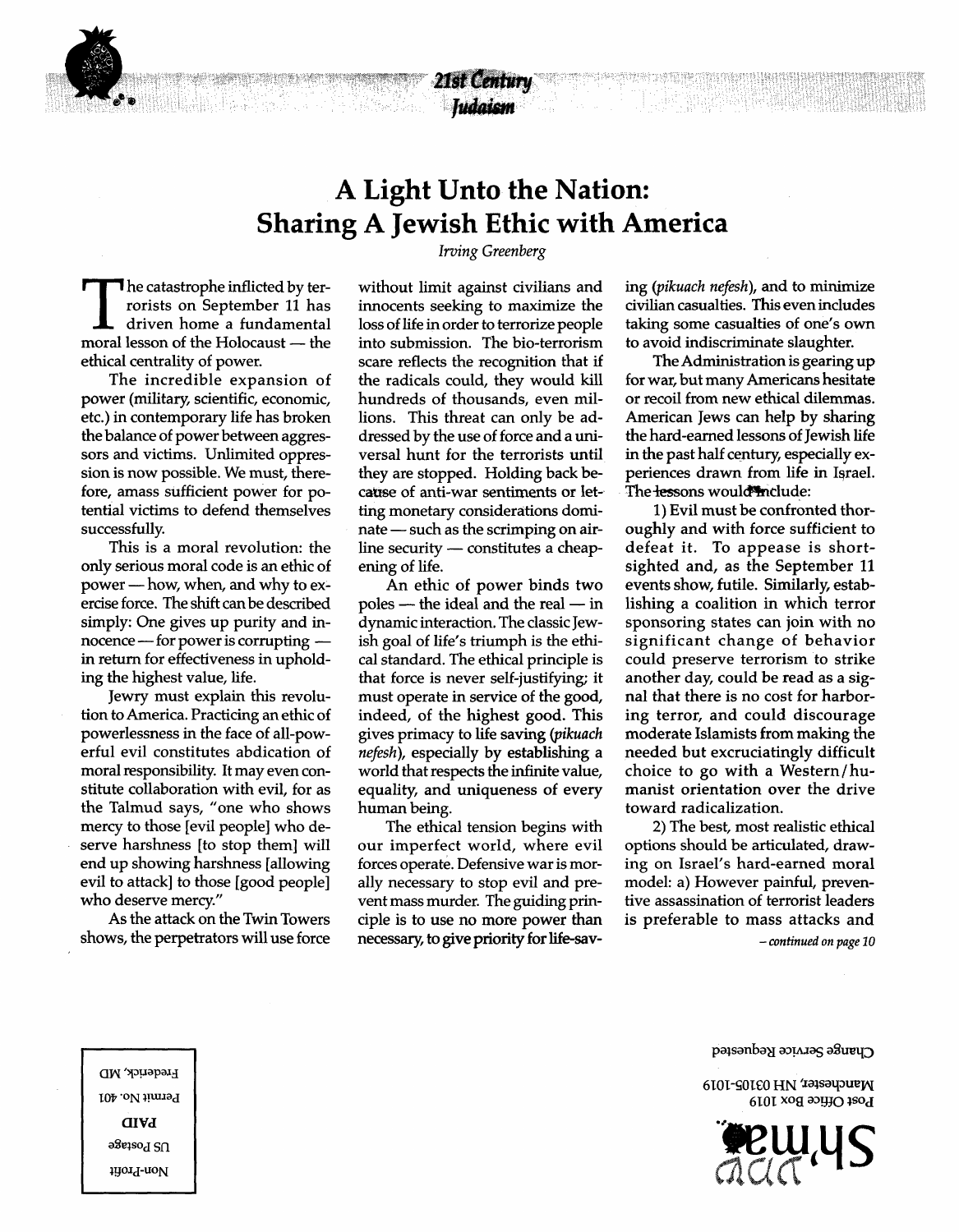# A Light Unto the Nation: Sharing A Jewish Ethic with America

*Irving Greenberg*

The catastrophe inflicted by terrorists on September 11 has driven home a fundamental moral lesson of the Holocaust — the ethical centrality of power.

The incredible expansion of power (military, scientific, economic, etc.) in contemporary life has broken the balance of power between aggressors and victims. Unlimited oppression is now possible. We must, therefore, amass sufficient power for potential victims to defend themselves successfully.

This is a moral revolution: the only serious moral code is an ethic of power — how, when, and why to exercise force. The shift can be described simply: One gives up purity and innocence — for power is corrupting — in return for effectiveness in upholding the highest value, life.

Jewry must explain this revolution to America. Practicing an ethic of powerlessness in the face of all-powerful evil constitutes abdication of moral responsibility. It may even constitute collaboration with evil, for as the Talmud says, "one who shows mercy to those [evil people] who deserve harshness [to stop them] will end up showing harshness [allowing evil to attack] to those [good people] who deserve mercy."

As the attack on the Twin Towers shows, the perpetrators will use force without limit against civilians and innocents seeking to maximize the loss of life in order to terrorize people into submission. The bio-terrorism scare reflects the recognition that if the radicals could, they would kill hundreds of thousands, even millions. This threat can only be addressed by the use of force and a universal hunt for the terrorists until they are stopped. Holding back because of anti-war sentiments or letting monetary considerations dominate — such as the scrimping on airline security — constitutes a cheapening of life.

An ethic of power binds two poles — the ideal and the real — in dynamic interaction. The classic Jewish goal of life's triumph is the ethical standard. The ethical principle is that force is never self-justifying; it must operate in service of the good, indeed, of the highest good. This gives primacy to life saving (*pikuach nefesh*), especially by establishing a world that respects the infinite value, equality, and uniqueness of every human being.

The ethical tension begins with our imperfect world, where evil forces operate. Defensive war is morally necessary to stop evil and prevent mass murder. The guiding principle is to use no more power than necessary, to give priority for life-saving (*pikuach nefesh*), and to minimize civilian casualties. This even includes taking some casualties of one's own to avoid indiscriminate slaughter.

The Administration is gearing up for war, but many Americans hesitate or recoil from new ethical dilemmas. American Jews can help by sharing the hard-earned lessons of Jewish life in the past half century, especially experiences drawn from life in Israel. The lessons would include:

1) Evil must be confronted thoroughly and with force sufficient to defeat it. To appease is shortsighted and, as the September 11 events show, futile. Similarly, establishing a coalition in which terror sponsoring states can join with no significant change of behavior could preserve terrorism to strike another day, could be read as a signal that there is no cost for harboring terror, and could discourage moderate Islamists from making the needed but excruciatingly difficult choice to go with a Western/humanist orientation over the drive toward radicalization.

2) The best, most realistic ethical options should be articulated, drawing on Israel's hard-earned moral model: a) However painful, preventive assassination of terrorist leaders is preferable to mass attacks and

*– continued on page 10*

Sh'ma
Post Office Box 1019
Manchester, NH 03105-1019

Change Service Requested

Non-Profit
US Postage
PAID
Permit No. 401
Frederick, MD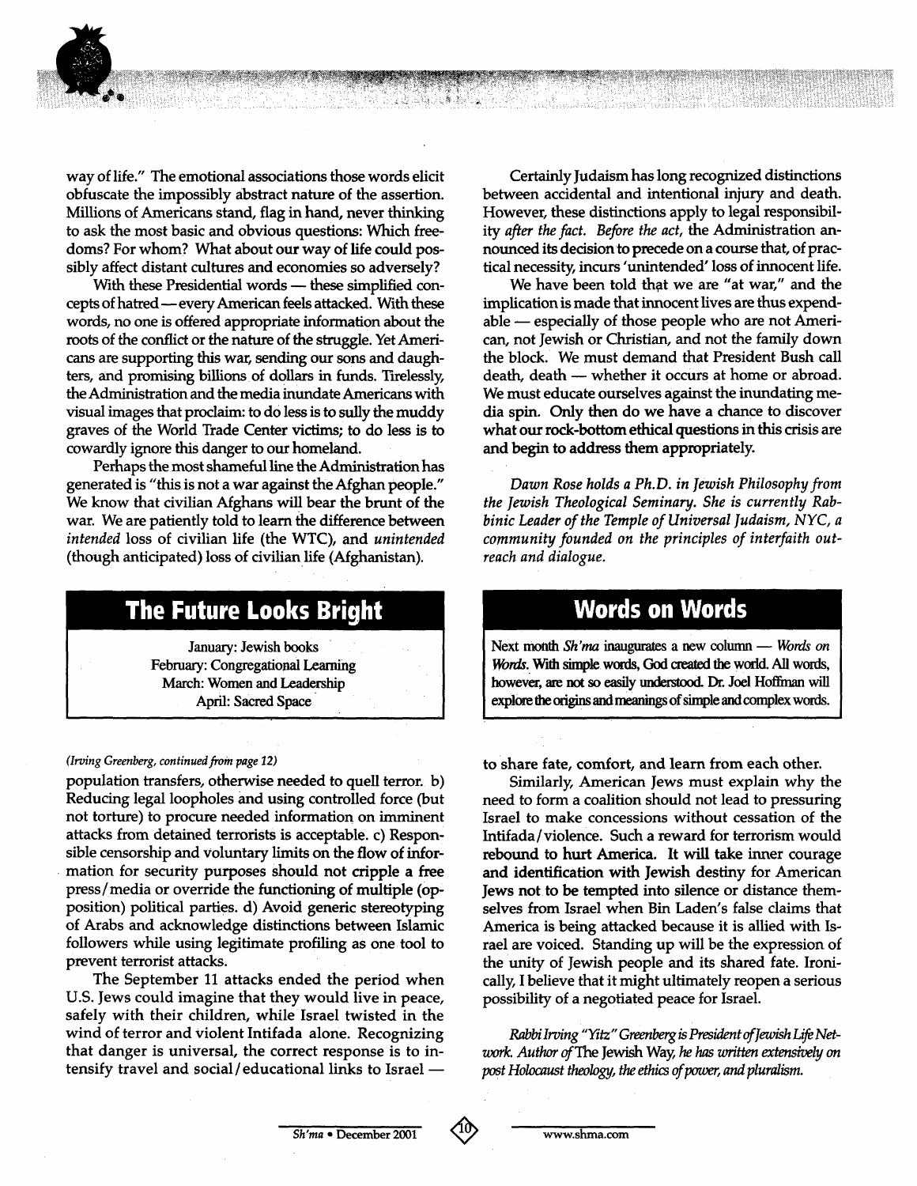way of life." The emotional associations those words elicit obfuscate the impossibly abstract nature of the assertion. Millions of Americans stand, flag in hand, never thinking to ask the most basic and obvious questions: Which freedoms? For whom? What about our way of life could possibly affect distant cultures and economies so adversely?

With these Presidential words — these simplified concepts of hatred — every American feels attacked. With these words, no one is offered appropriate information about the roots of the conflict or the nature of the struggle. Yet Americans are supporting this war, sending our sons and daughters, and promising billions of dollars in funds. Tirelessly, the Administration and the media inundate Americans with visual images that proclaim: to do less is to sully the muddy graves of the World Trade Center victims; to do less is to cowardly ignore this danger to our homeland.

Perhaps the most shameful line the Administration has generated is "this is not a war against the Afghan people." We know that civilian Afghans will bear the brunt of the war. We are patiently told to learn the difference between *intended* loss of civilian life (the WTC), and *unintended* (though anticipated) loss of civilian life (Afghanistan).

Certainly Judaism has long recognized distinctions between accidental and intentional injury and death. However, these distinctions apply to legal responsibility *after the fact*. *Before the act*, the Administration announced its decision to precede on a course that, of practical necessity, incurs 'unintended' loss of innocent life.

We have been told that we are "at war," and the implication is made that innocent lives are thus expendable — especially of those people who are not American, not Jewish or Christian, and not the family down the block. We must demand that President Bush call death, death — whether it occurs at home or abroad. We must educate ourselves against the inundating media spin. Only then do we have a chance to discover what our rock-bottom ethical questions in this crisis are and begin to address them appropriately.

*Dawn Rose holds a Ph.D. in Jewish Philosophy from the Jewish Theological Seminary. She is currently Rabbinic Leader of the Temple of Universal Judaism, NYC, a community founded on the principles of interfaith outreach and dialogue.*

## The Future Looks Bright

January: Jewish books
February: Congregational Learning
March: Women and Leadership
April: Sacred Space

## Words on Words

Next month *Sh'ma* inaugurates a new column — *Words on Words*. With simple words, God created the world. All words, however, are not so easily understood. Dr. Joel Hoffman will explore the origins and meanings of simple and complex words.

*(Irving Greenberg, continued from page 12)*

population transfers, otherwise needed to quell terror. b) Reducing legal loopholes and using controlled force (but not torture) to procure needed information on imminent attacks from detained terrorists is acceptable. c) Responsible censorship and voluntary limits on the flow of information for security purposes should not cripple a free press/media or override the functioning of multiple (opposition) political parties. d) Avoid generic stereotyping of Arabs and acknowledge distinctions between Islamic followers while using legitimate profiling as one tool to prevent terrorist attacks.

The September 11 attacks ended the period when U.S. Jews could imagine that they would live in peace, safely with their children, while Israel twisted in the wind of terror and violent Intifada alone. Recognizing that danger is universal, the correct response is to intensify travel and social/educational links to Israel — to share fate, comfort, and learn from each other.

Similarly, American Jews must explain why the need to form a coalition should not lead to pressuring Israel to make concessions without cessation of the Intifada/violence. Such a reward for terrorism would rebound to hurt America. It will take inner courage and identification with Jewish destiny for American Jews not to be tempted into silence or distance themselves from Israel when Bin Laden's false claims that America is being attacked because it is allied with Israel are voiced. Standing up will be the expression of the unity of Jewish people and its shared fate. Ironically, I believe that it might ultimately reopen a serious possibility of a negotiated peace for Israel.

*Rabbi Irving "Yitz" Greenberg is President of Jewish Life Network. Author of* The Jewish Way, *he has written extensively on post Holocaust theology, the ethics of power, and pluralism.*